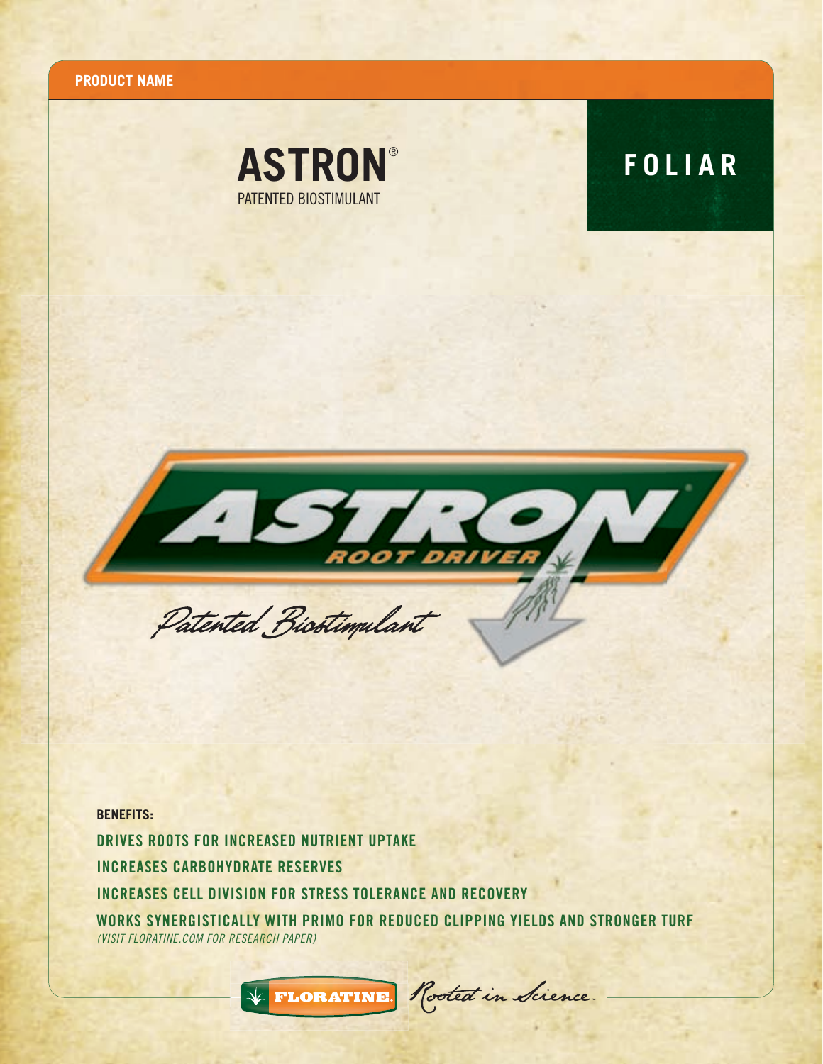**PRODUCT NAME**

# ASTRON®

PATENTED BIOSTIMULANT

## FOLIAR

ASTRON®

ROOT DRIVER

*Patented Biostimulant*

**BENEFITS:**

- DRIVES ROOTS FOR INCREASED NUTRIENT UPTAKE
- INCREASES CARBOHYDRATE RESERVES
- INCREASES CELL DIVISION FOR STRESS TOLERANCE AND RECOVERY
- WORKS SYNERGISTICALLY WITH PRIMO FOR REDUCED CLIPPING YIELDS AND STRONGER TURF
  *(VISIT FLORATINE.COM FOR RESEARCH PAPER)*

FLORATINE. *Rooted in Science.*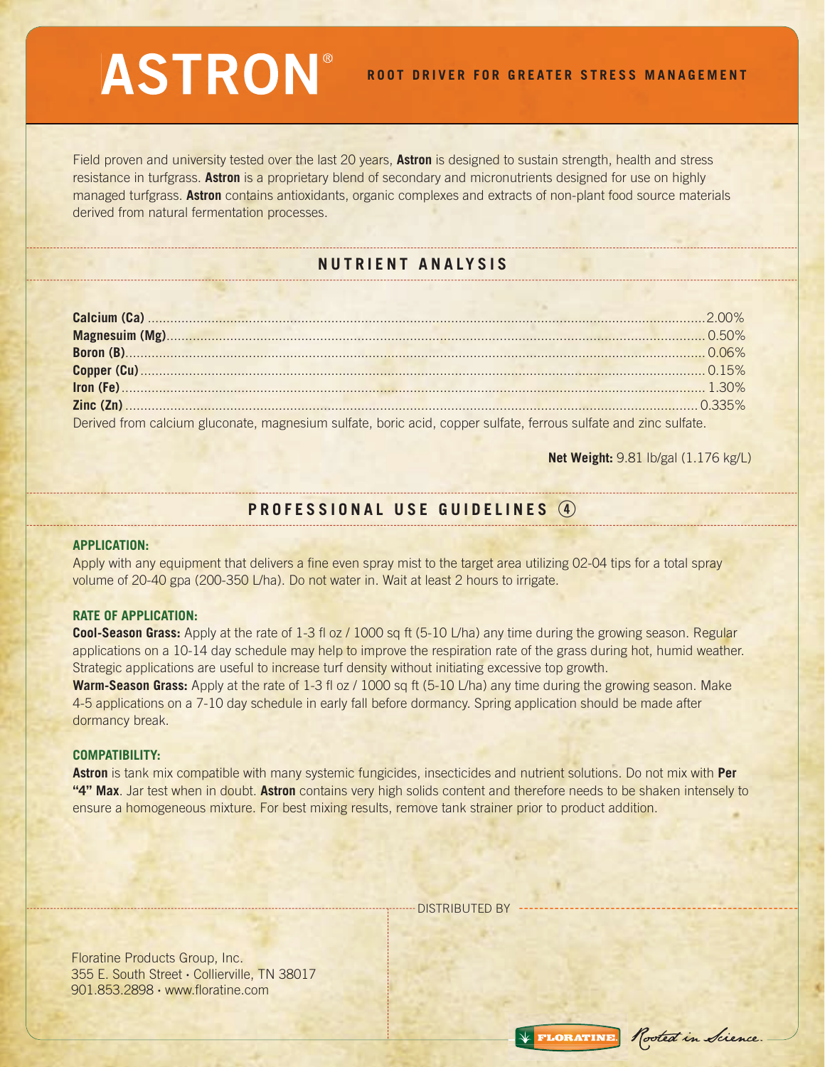② ASTRON®

**ROOT DRIVER FOR GREATER STRESS MANAGEMENT**

Field proven and university tested over the last 20 years, **Astron** is designed to sustain strength, health and stress resistance in turfgrass. **Astron** is a proprietary blend of secondary and micronutrients designed for use on highly managed turfgrass. **Astron** contains antioxidants, organic complexes and extracts of non-plant food source materials derived from natural fermentation processes.

## NUTRIENT ANALYSIS

| | |
|---|---|
| **Calcium (Ca)** | 2.00% |
| **Magnesuim (Mg)** | 0.50% |
| **Boron (B)** | 0.06% |
| **Copper (Cu)** | 0.15% |
| **Iron (Fe)** | 1.30% |
| **Zinc (Zn)** | 0.335% |

Derived from calcium gluconate, magnesium sulfate, boric acid, copper sulfate, ferrous sulfate and zinc sulfate.

**Net Weight:** 9.81 lb/gal (1.176 kg/L)

## PROFESSIONAL USE GUIDELINES ④

### APPLICATION:

Apply with any equipment that delivers a fine even spray mist to the target area utilizing 02-04 tips for a total spray volume of 20-40 gpa (200-350 L/ha). Do not water in. Wait at least 2 hours to irrigate.

### RATE OF APPLICATION:

**Cool-Season Grass:** Apply at the rate of 1-3 fl oz / 1000 sq ft (5-10 L/ha) any time during the growing season. Regular applications on a 10-14 day schedule may help to improve the respiration rate of the grass during hot, humid weather. Strategic applications are useful to increase turf density without initiating excessive top growth.

**Warm-Season Grass:** Apply at the rate of 1-3 fl oz / 1000 sq ft (5-10 L/ha) any time during the growing season. Make 4-5 applications on a 7-10 day schedule in early fall before dormancy. Spring application should be made after dormancy break.

### COMPATIBILITY:

**Astron** is tank mix compatible with many systemic fungicides, insecticides and nutrient solutions. Do not mix with **Per "4" Max**. Jar test when in doubt. **Astron** contains very high solids content and therefore needs to be shaken intensely to ensure a homogeneous mixture. For best mixing results, remove tank strainer prior to product addition.

DISTRIBUTED BY

Floratine Products Group, Inc.
355 E. South Street • Collierville, TN 38017
901.853.2898 • www.floratine.com

FLORATINE. Rooted in Science.